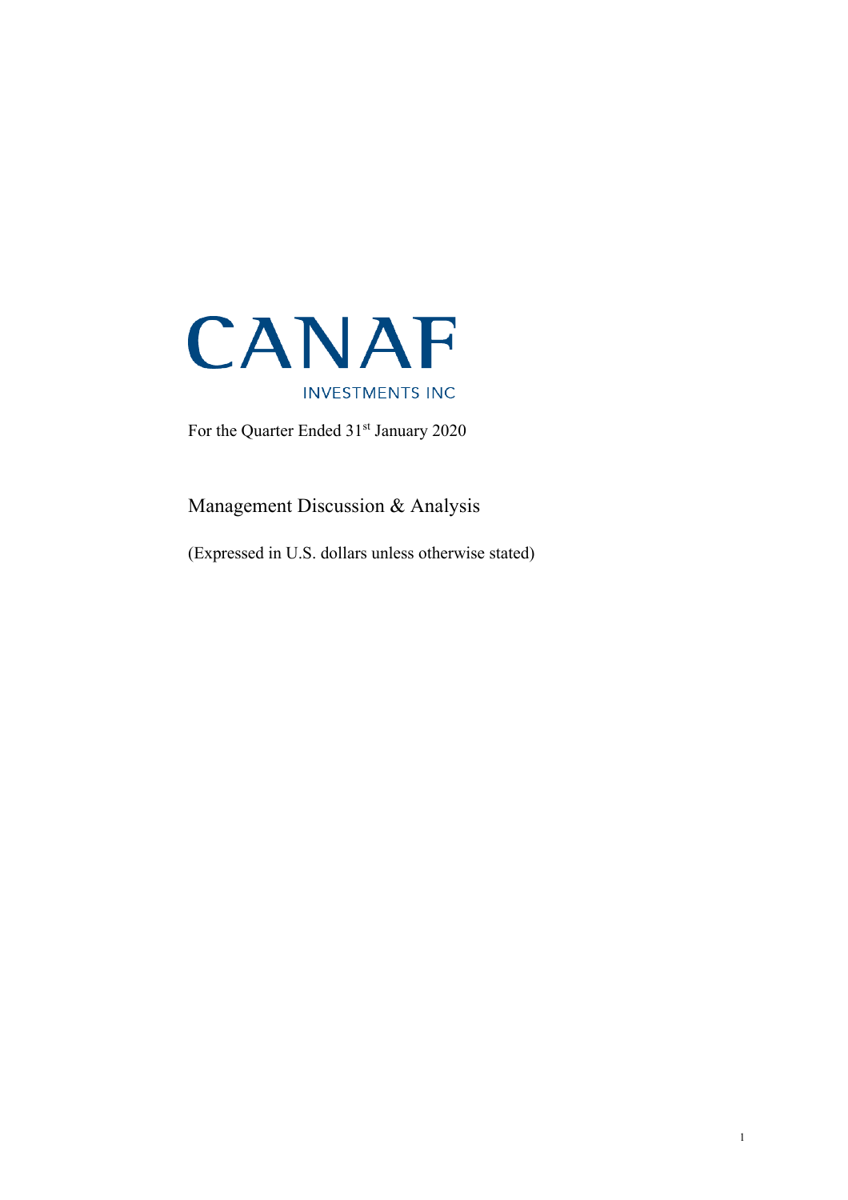# CANAF

INVESTMENTS INC

For the Quarter Ended 31st January 2020

## Management Discussion & Analysis

(Expressed in U.S. dollars unless otherwise stated)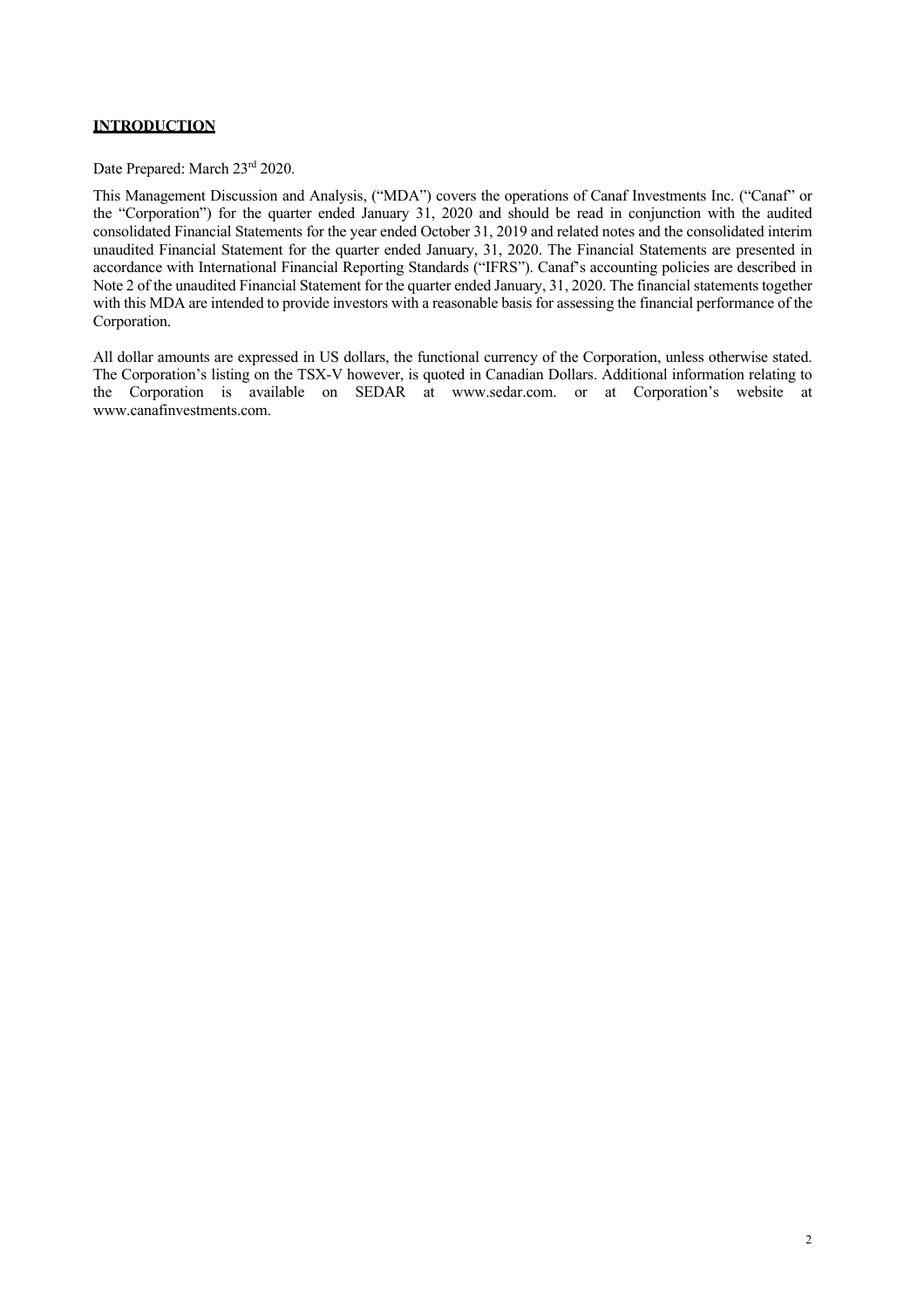## **INTRODUCTION**

Date Prepared: March 23rd 2020.

This Management Discussion and Analysis, ("MDA") covers the operations of Canaf Investments Inc. ("Canaf" or the "Corporation") for the quarter ended January 31, 2020 and should be read in conjunction with the audited consolidated Financial Statements for the year ended October 31, 2019 and related notes and the consolidated interim unaudited Financial Statement for the quarter ended January, 31, 2020. The Financial Statements are presented in accordance with International Financial Reporting Standards ("IFRS"). Canaf's accounting policies are described in Note 2 of the unaudited Financial Statement for the quarter ended January, 31, 2020. The financial statements together with this MDA are intended to provide investors with a reasonable basis for assessing the financial performance of the Corporation.

All dollar amounts are expressed in US dollars, the functional currency of the Corporation, unless otherwise stated. The Corporation's listing on the TSX-V however, is quoted in Canadian Dollars. Additional information relating to the Corporation is available on SEDAR at www.sedar.com. or at Corporation's website at www.canafinvestments.com.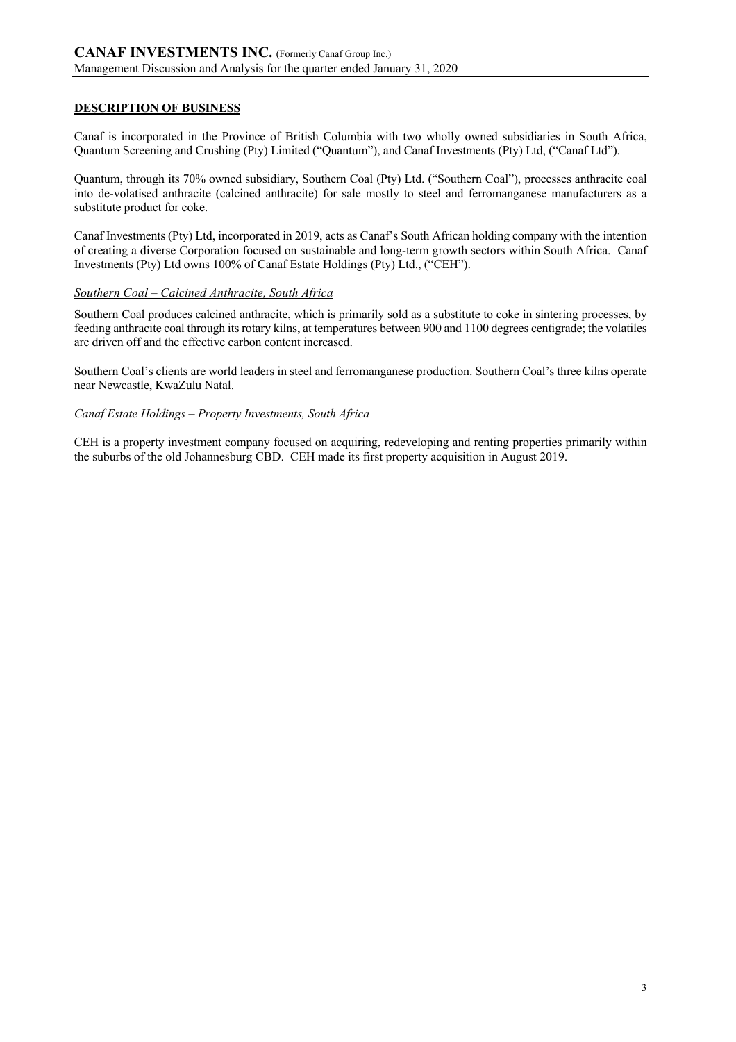## DESCRIPTION OF BUSINESS

Canaf is incorporated in the Province of British Columbia with two wholly owned subsidiaries in South Africa, Quantum Screening and Crushing (Pty) Limited ("Quantum"), and Canaf Investments (Pty) Ltd, ("Canaf Ltd").

Quantum, through its 70% owned subsidiary, Southern Coal (Pty) Ltd. ("Southern Coal"), processes anthracite coal into de-volatised anthracite (calcined anthracite) for sale mostly to steel and ferromanganese manufacturers as a substitute product for coke.

Canaf Investments (Pty) Ltd, incorporated in 2019, acts as Canaf's South African holding company with the intention of creating a diverse Corporation focused on sustainable and long-term growth sectors within South Africa. Canaf Investments (Pty) Ltd owns 100% of Canaf Estate Holdings (Pty) Ltd., ("CEH").

### *Southern Coal – Calcined Anthracite, South Africa*

Southern Coal produces calcined anthracite, which is primarily sold as a substitute to coke in sintering processes, by feeding anthracite coal through its rotary kilns, at temperatures between 900 and 1100 degrees centigrade; the volatiles are driven off and the effective carbon content increased.

Southern Coal's clients are world leaders in steel and ferromanganese production. Southern Coal's three kilns operate near Newcastle, KwaZulu Natal.

### *Canaf Estate Holdings – Property Investments, South Africa*

CEH is a property investment company focused on acquiring, redeveloping and renting properties primarily within the suburbs of the old Johannesburg CBD. CEH made its first property acquisition in August 2019.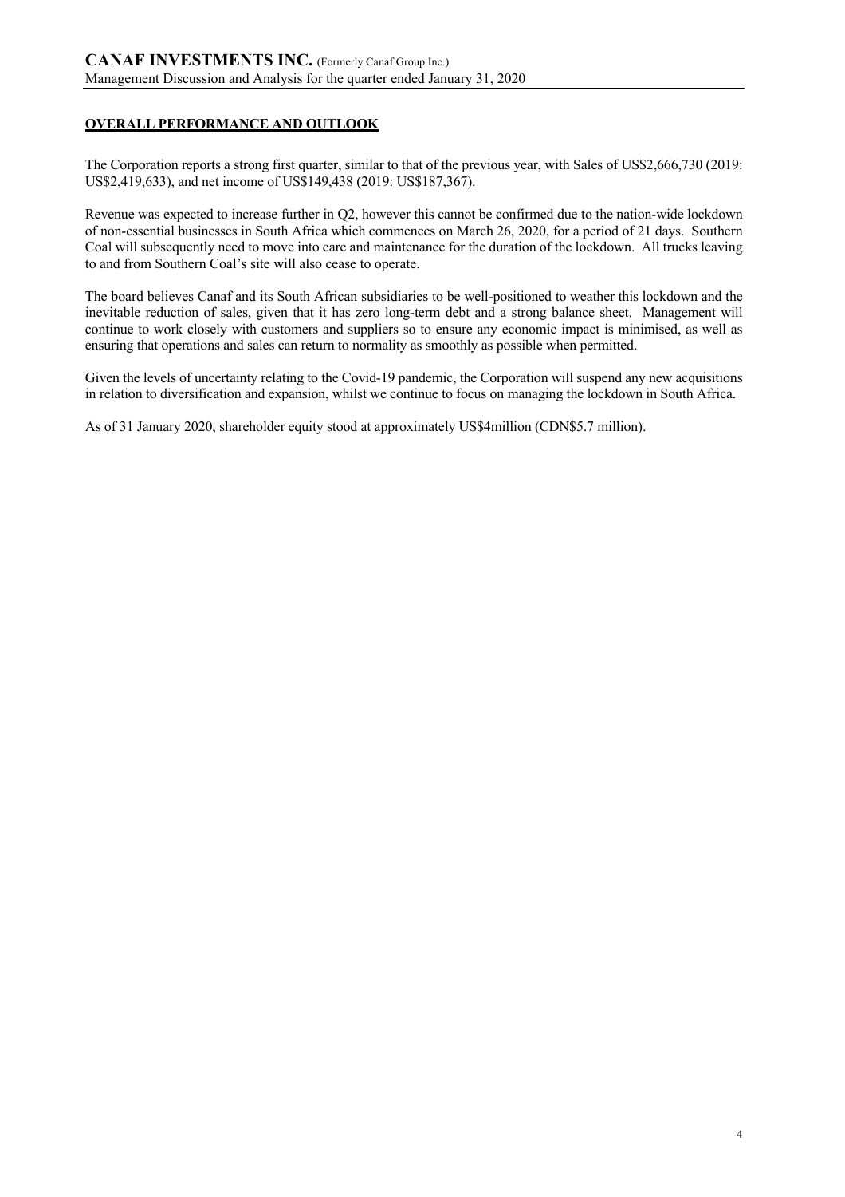## OVERALL PERFORMANCE AND OUTLOOK

The Corporation reports a strong first quarter, similar to that of the previous year, with Sales of US$2,666,730 (2019: US$2,419,633), and net income of US$149,438 (2019: US$187,367).

Revenue was expected to increase further in Q2, however this cannot be confirmed due to the nation-wide lockdown of non-essential businesses in South Africa which commences on March 26, 2020, for a period of 21 days. Southern Coal will subsequently need to move into care and maintenance for the duration of the lockdown. All trucks leaving to and from Southern Coal's site will also cease to operate.

The board believes Canaf and its South African subsidiaries to be well-positioned to weather this lockdown and the inevitable reduction of sales, given that it has zero long-term debt and a strong balance sheet. Management will continue to work closely with customers and suppliers so to ensure any economic impact is minimised, as well as ensuring that operations and sales can return to normality as smoothly as possible when permitted.

Given the levels of uncertainty relating to the Covid-19 pandemic, the Corporation will suspend any new acquisitions in relation to diversification and expansion, whilst we continue to focus on managing the lockdown in South Africa.

As of 31 January 2020, shareholder equity stood at approximately US$4million (CDN$5.7 million).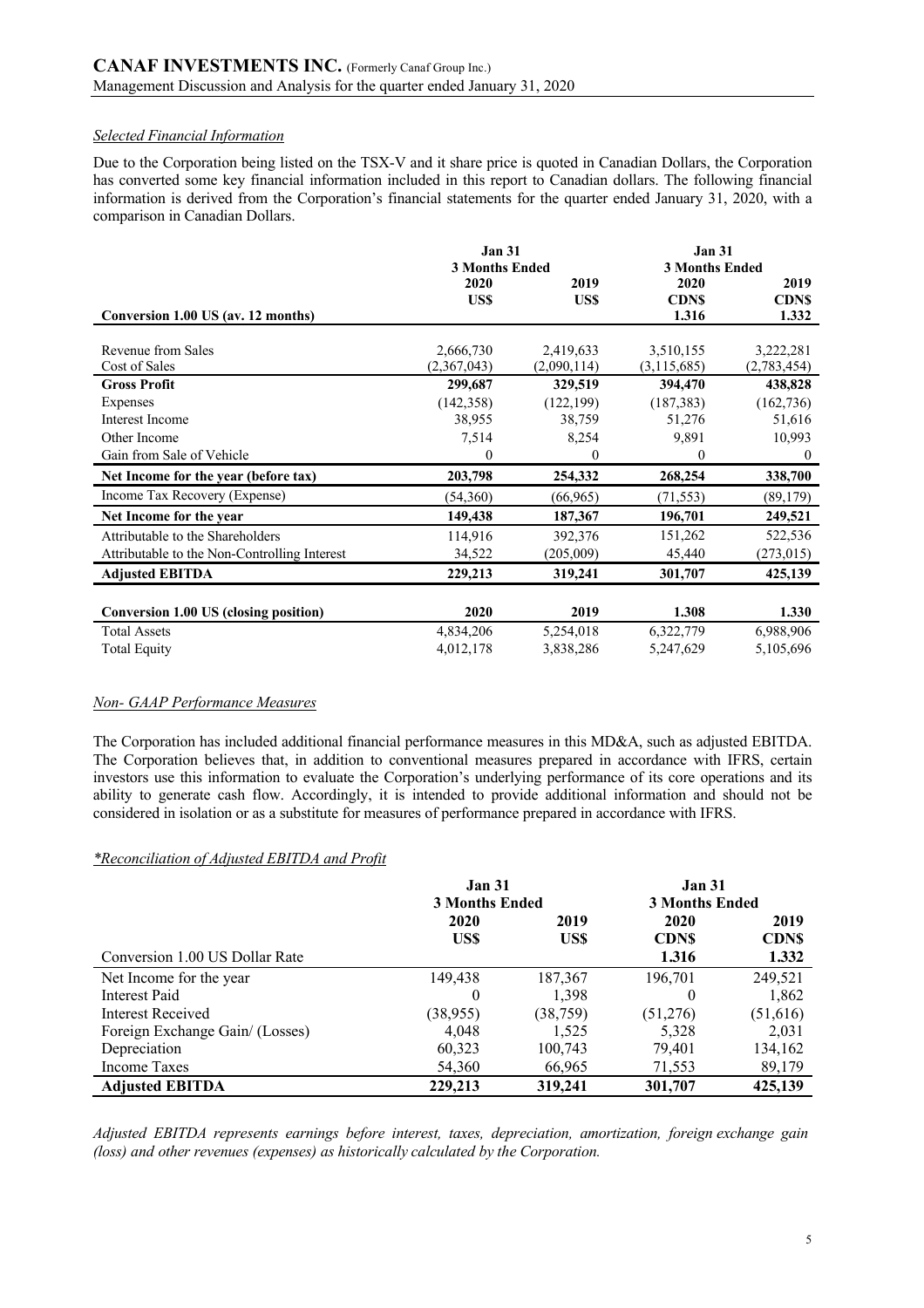### *Selected Financial Information*

Due to the Corporation being listed on the TSX-V and it share price is quoted in Canadian Dollars, the Corporation has converted some key financial information included in this report to Canadian dollars. The following financial information is derived from the Corporation's financial statements for the quarter ended January 31, 2020, with a comparison in Canadian Dollars.

| | Jan 31 3 Months Ended | | Jan 31 3 Months Ended | |
|---|---|---|---|---|
| | 2020 US$ | 2019 US$ | 2020 CDN$ | 2019 CDN$ |
| **Conversion 1.00 US (av. 12 months)** | | | **1.316** | **1.332** |
| Revenue from Sales | 2,666,730 | 2,419,633 | 3,510,155 | 3,222,281 |
| Cost of Sales | (2,367,043) | (2,090,114) | (3,115,685) | (2,783,454) |
| **Gross Profit** | **299,687** | **329,519** | **394,470** | **438,828** |
| Expenses | (142,358) | (122,199) | (187,383) | (162,736) |
| Interest Income | 38,955 | 38,759 | 51,276 | 51,616 |
| Other Income | 7,514 | 8,254 | 9,891 | 10,993 |
| Gain from Sale of Vehicle | 0 | 0 | 0 | 0 |
| **Net Income for the year (before tax)** | **203,798** | **254,332** | **268,254** | **338,700** |
| Income Tax Recovery (Expense) | (54,360) | (66,965) | (71,553) | (89,179) |
| **Net Income for the year** | **149,438** | **187,367** | **196,701** | **249,521** |
| Attributable to the Shareholders | 114,916 | 392,376 | 151,262 | 522,536 |
| Attributable to the Non-Controlling Interest | 34,522 | (205,009) | 45,440 | (273,015) |
| **Adjusted EBITDA** | **229,213** | **319,241** | **301,707** | **425,139** |
| | | | | |
| **Conversion 1.00 US (closing position)** | **2020** | **2019** | **1.308** | **1.330** |
| Total Assets | 4,834,206 | 5,254,018 | 6,322,779 | 6,988,906 |
| Total Equity | 4,012,178 | 3,838,286 | 5,247,629 | 5,105,696 |

### *Non- GAAP Performance Measures*

The Corporation has included additional financial performance measures in this MD&A, such as adjusted EBITDA. The Corporation believes that, in addition to conventional measures prepared in accordance with IFRS, certain investors use this information to evaluate the Corporation's underlying performance of its core operations and its ability to generate cash flow. Accordingly, it is intended to provide additional information and should not be considered in isolation or as a substitute for measures of performance prepared in accordance with IFRS.

### *\*Reconciliation of Adjusted EBITDA and Profit*

| | Jan 31 3 Months Ended | | Jan 31 3 Months Ended | |
|---|---|---|---|---|
| | 2020 US$ | 2019 US$ | 2020 CDN$ | 2019 CDN$ |
| Conversion 1.00 US Dollar Rate | | | **1.316** | **1.332** |
| Net Income for the year | 149,438 | 187,367 | 196,701 | 249,521 |
| Interest Paid | 0 | 1,398 | 0 | 1,862 |
| Interest Received | (38,955) | (38,759) | (51,276) | (51,616) |
| Foreign Exchange Gain/ (Losses) | 4,048 | 1,525 | 5,328 | 2,031 |
| Depreciation | 60,323 | 100,743 | 79,401 | 134,162 |
| Income Taxes | 54,360 | 66,965 | 71,553 | 89,179 |
| **Adjusted EBITDA** | **229,213** | **319,241** | **301,707** | **425,139** |

*Adjusted EBITDA represents earnings before interest, taxes, depreciation, amortization, foreign exchange gain (loss) and other revenues (expenses) as historically calculated by the Corporation.*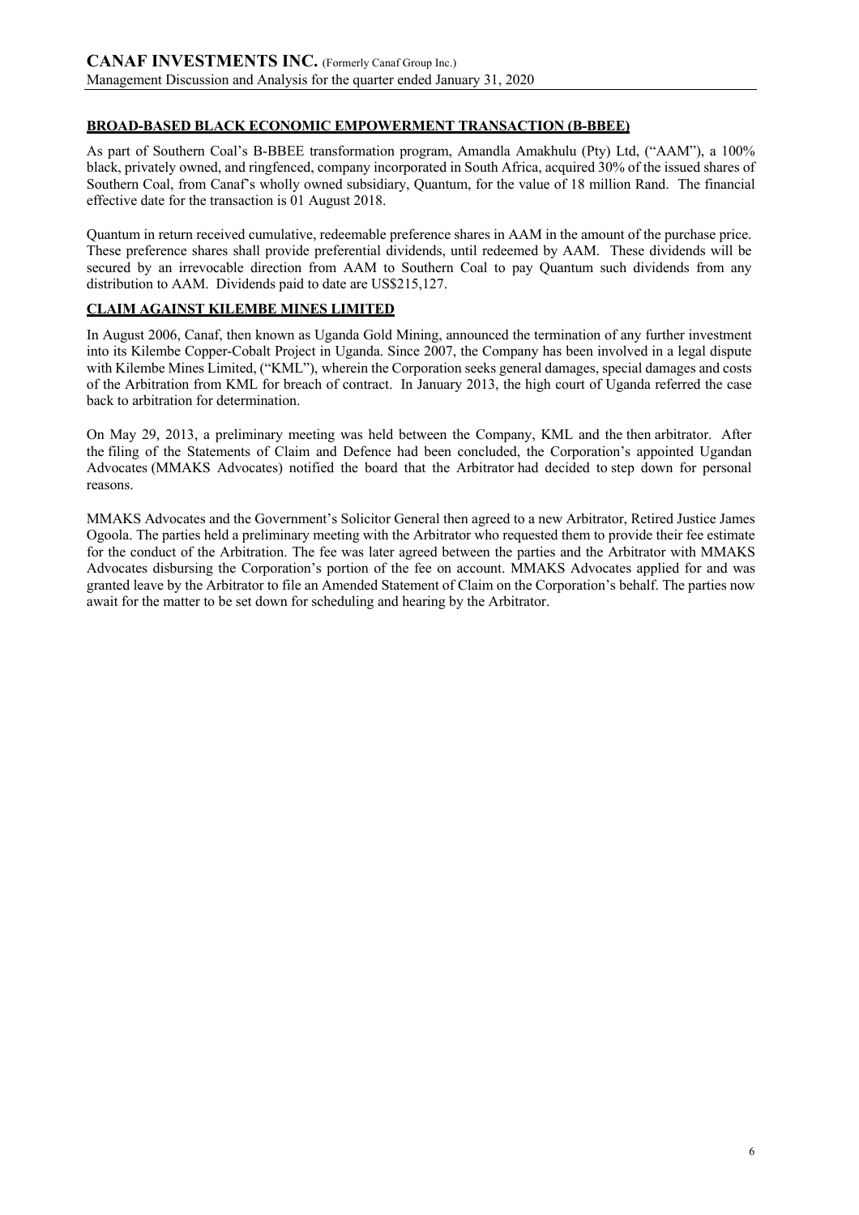## BROAD-BASED BLACK ECONOMIC EMPOWERMENT TRANSACTION (B-BBEE)

As part of Southern Coal's B-BBEE transformation program, Amandla Amakhulu (Pty) Ltd, ("AAM"), a 100% black, privately owned, and ringfenced, company incorporated in South Africa, acquired 30% of the issued shares of Southern Coal, from Canaf's wholly owned subsidiary, Quantum, for the value of 18 million Rand. The financial effective date for the transaction is 01 August 2018.

Quantum in return received cumulative, redeemable preference shares in AAM in the amount of the purchase price. These preference shares shall provide preferential dividends, until redeemed by AAM. These dividends will be secured by an irrevocable direction from AAM to Southern Coal to pay Quantum such dividends from any distribution to AAM. Dividends paid to date are US$215,127.

## CLAIM AGAINST KILEMBE MINES LIMITED

In August 2006, Canaf, then known as Uganda Gold Mining, announced the termination of any further investment into its Kilembe Copper-Cobalt Project in Uganda. Since 2007, the Company has been involved in a legal dispute with Kilembe Mines Limited, ("KML"), wherein the Corporation seeks general damages, special damages and costs of the Arbitration from KML for breach of contract. In January 2013, the high court of Uganda referred the case back to arbitration for determination.

On May 29, 2013, a preliminary meeting was held between the Company, KML and the then arbitrator. After the filing of the Statements of Claim and Defence had been concluded, the Corporation's appointed Ugandan Advocates (MMAKS Advocates) notified the board that the Arbitrator had decided to step down for personal reasons.

MMAKS Advocates and the Government's Solicitor General then agreed to a new Arbitrator, Retired Justice James Ogoola. The parties held a preliminary meeting with the Arbitrator who requested them to provide their fee estimate for the conduct of the Arbitration. The fee was later agreed between the parties and the Arbitrator with MMAKS Advocates disbursing the Corporation's portion of the fee on account. MMAKS Advocates applied for and was granted leave by the Arbitrator to file an Amended Statement of Claim on the Corporation's behalf. The parties now await for the matter to be set down for scheduling and hearing by the Arbitrator.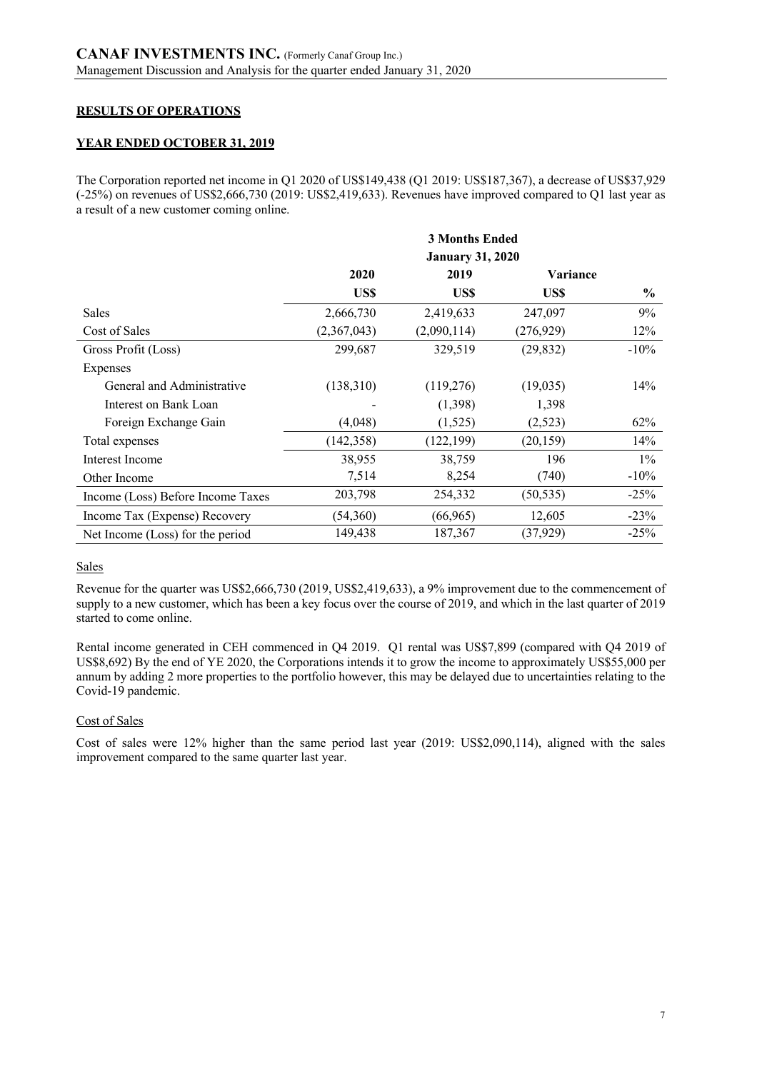## RESULTS OF OPERATIONS

### YEAR ENDED OCTOBER 31, 2019

The Corporation reported net income in Q1 2020 of US$149,438 (Q1 2019: US$187,367), a decrease of US$37,929 (-25%) on revenues of US$2,666,730 (2019: US$2,419,633). Revenues have improved compared to Q1 last year as a result of a new customer coming online.

| | 3 Months Ended January 31, 2020 | | | |
|---|---|---|---|---|
| | 2020 | 2019 | Variance | |
| | US$ | US$ | US$ | % |
| Sales | 2,666,730 | 2,419,633 | 247,097 | 9% |
| Cost of Sales | (2,367,043) | (2,090,114) | (276,929) | 12% |
| Gross Profit (Loss) | 299,687 | 329,519 | (29,832) | -10% |
| Expenses | | | | |
| General and Administrative | (138,310) | (119,276) | (19,035) | 14% |
| Interest on Bank Loan | - | (1,398) | 1,398 | |
| Foreign Exchange Gain | (4,048) | (1,525) | (2,523) | 62% |
| Total expenses | (142,358) | (122,199) | (20,159) | 14% |
| Interest Income | 38,955 | 38,759 | 196 | 1% |
| Other Income | 7,514 | 8,254 | (740) | -10% |
| Income (Loss) Before Income Taxes | 203,798 | 254,332 | (50,535) | -25% |
| Income Tax (Expense) Recovery | (54,360) | (66,965) | 12,605 | -23% |
| Net Income (Loss) for the period | 149,438 | 187,367 | (37,929) | -25% |

Sales

Revenue for the quarter was US$2,666,730 (2019, US$2,419,633), a 9% improvement due to the commencement of supply to a new customer, which has been a key focus over the course of 2019, and which in the last quarter of 2019 started to come online.

Rental income generated in CEH commenced in Q4 2019. Q1 rental was US$7,899 (compared with Q4 2019 of US$8,692) By the end of YE 2020, the Corporations intends it to grow the income to approximately US$55,000 per annum by adding 2 more properties to the portfolio however, this may be delayed due to uncertainties relating to the Covid-19 pandemic.

Cost of Sales

Cost of sales were 12% higher than the same period last year (2019: US$2,090,114), aligned with the sales improvement compared to the same quarter last year.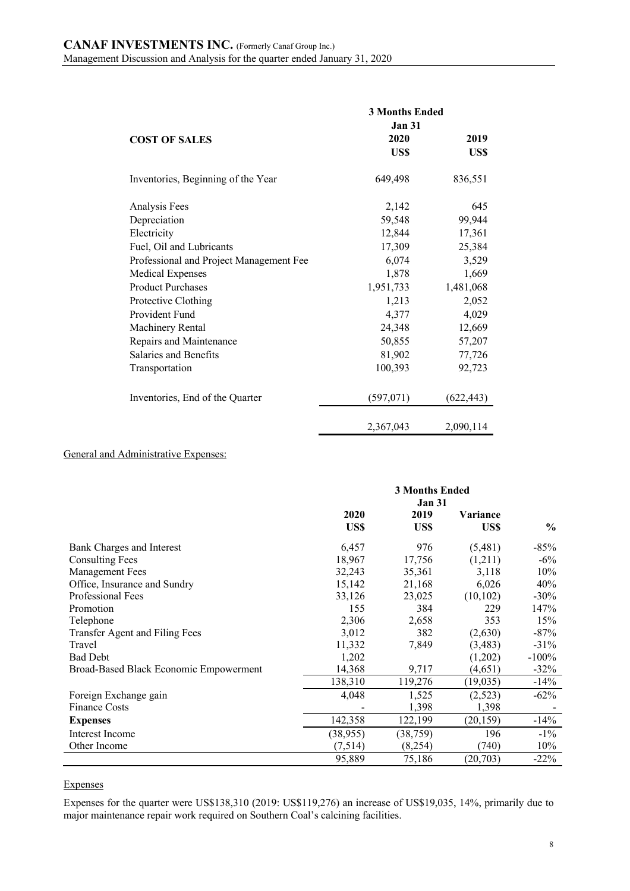| COST OF SALES | 3 Months Ended Jan 31 2020 US$ | 2019 US$ |
|---|---|---|
| Inventories, Beginning of the Year | 649,498 | 836,551 |
| Analysis Fees | 2,142 | 645 |
| Depreciation | 59,548 | 99,944 |
| Electricity | 12,844 | 17,361 |
| Fuel, Oil and Lubricants | 17,309 | 25,384 |
| Professional and Project Management Fee | 6,074 | 3,529 |
| Medical Expenses | 1,878 | 1,669 |
| Product Purchases | 1,951,733 | 1,481,068 |
| Protective Clothing | 1,213 | 2,052 |
| Provident Fund | 4,377 | 4,029 |
| Machinery Rental | 24,348 | 12,669 |
| Repairs and Maintenance | 50,855 | 57,207 |
| Salaries and Benefits | 81,902 | 77,726 |
| Transportation | 100,393 | 92,723 |
| Inventories, End of the Quarter | (597,071) | (622,443) |
| | 2,367,043 | 2,090,114 |

General and Administrative Expenses:

| | 3 Months Ended Jan 31 | | | |
|---|---|---|---|---|
| | 2020 US$ | 2019 US$ | Variance US$ | % |
| Bank Charges and Interest | 6,457 | 976 | (5,481) | -85% |
| Consulting Fees | 18,967 | 17,756 | (1,211) | -6% |
| Management Fees | 32,243 | 35,361 | 3,118 | 10% |
| Office, Insurance and Sundry | 15,142 | 21,168 | 6,026 | 40% |
| Professional Fees | 33,126 | 23,025 | (10,102) | -30% |
| Promotion | 155 | 384 | 229 | 147% |
| Telephone | 2,306 | 2,658 | 353 | 15% |
| Transfer Agent and Filing Fees | 3,012 | 382 | (2,630) | -87% |
| Travel | 11,332 | 7,849 | (3,483) | -31% |
| Bad Debt | 1,202 | | (1,202) | -100% |
| Broad-Based Black Economic Empowerment | 14,368 | 9,717 | (4,651) | -32% |
| | 138,310 | 119,276 | (19,035) | -14% |
| Foreign Exchange gain | 4,048 | 1,525 | (2,523) | -62% |
| Finance Costs | - | 1,398 | 1,398 | - |
| **Expenses** | 142,358 | 122,199 | (20,159) | -14% |
| Interest Income | (38,955) | (38,759) | 196 | -1% |
| Other Income | (7,514) | (8,254) | (740) | 10% |
| | 95,889 | 75,186 | (20,703) | -22% |

Expenses

Expenses for the quarter were US$138,310 (2019: US$119,276) an increase of US$19,035, 14%, primarily due to major maintenance repair work required on Southern Coal's calcining facilities.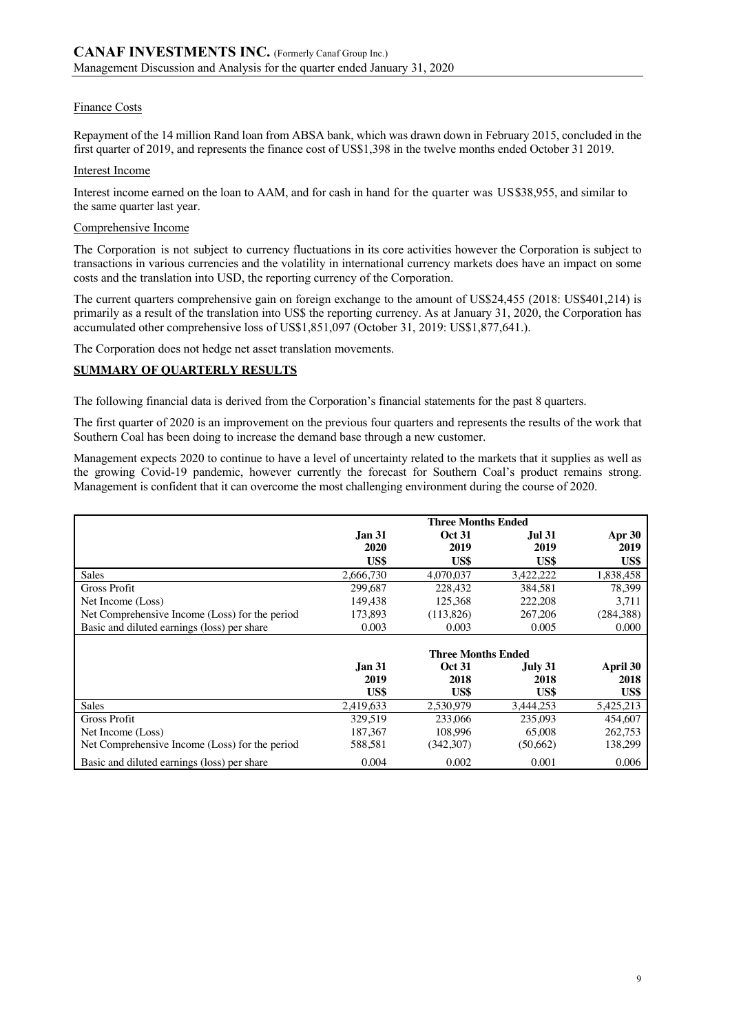Finance Costs

Repayment of the 14 million Rand loan from ABSA bank, which was drawn down in February 2015, concluded in the first quarter of 2019, and represents the finance cost of US$1,398 in the twelve months ended October 31 2019.

Interest Income

Interest income earned on the loan to AAM, and for cash in hand for the quarter was US$38,955, and similar to the same quarter last year.

Comprehensive Income

The Corporation is not subject to currency fluctuations in its core activities however the Corporation is subject to transactions in various currencies and the volatility in international currency markets does have an impact on some costs and the translation into USD, the reporting currency of the Corporation.

The current quarters comprehensive gain on foreign exchange to the amount of US$24,455 (2018: US$401,214) is primarily as a result of the translation into US$ the reporting currency. As at January 31, 2020, the Corporation has accumulated other comprehensive loss of US$1,851,097 (October 31, 2019: US$1,877,641.).

The Corporation does not hedge net asset translation movements.

## SUMMARY OF QUARTERLY RESULTS

The following financial data is derived from the Corporation's financial statements for the past 8 quarters.

The first quarter of 2020 is an improvement on the previous four quarters and represents the results of the work that Southern Coal has been doing to increase the demand base through a new customer.

Management expects 2020 to continue to have a level of uncertainty related to the markets that it supplies as well as the growing Covid-19 pandemic, however currently the forecast for Southern Coal's product remains strong. Management is confident that it can overcome the most challenging environment during the course of 2020.

| | Three Months Ended | | | |
|---|---|---|---|---|
| | **Jan 31 2020 US$** | **Oct 31 2019 US$** | **Jul 31 2019 US$** | **Apr 30 2019 US$** |
| Sales | 2,666,730 | 4,070,037 | 3,422,222 | 1,838,458 |
| Gross Profit | 299,687 | 228,432 | 384,581 | 78,399 |
| Net Income (Loss) | 149,438 | 125,368 | 222,208 | 3,711 |
| Net Comprehensive Income (Loss) for the period | 173,893 | (113,826) | 267,206 | (284,388) |
| Basic and diluted earnings (loss) per share | 0.003 | 0.003 | 0.005 | 0.000 |

| | Three Months Ended | | | |
|---|---|---|---|---|
| | **Jan 31 2019 US$** | **Oct 31 2018 US$** | **July 31 2018 US$** | **April 30 2018 US$** |
| Sales | 2,419,633 | 2,530,979 | 3,444,253 | 5,425,213 |
| Gross Profit | 329,519 | 233,066 | 235,093 | 454,607 |
| Net Income (Loss) | 187,367 | 108,996 | 65,008 | 262,753 |
| Net Comprehensive Income (Loss) for the period | 588,581 | (342,307) | (50,662) | 138,299 |
| Basic and diluted earnings (loss) per share | 0.004 | 0.002 | 0.001 | 0.006 |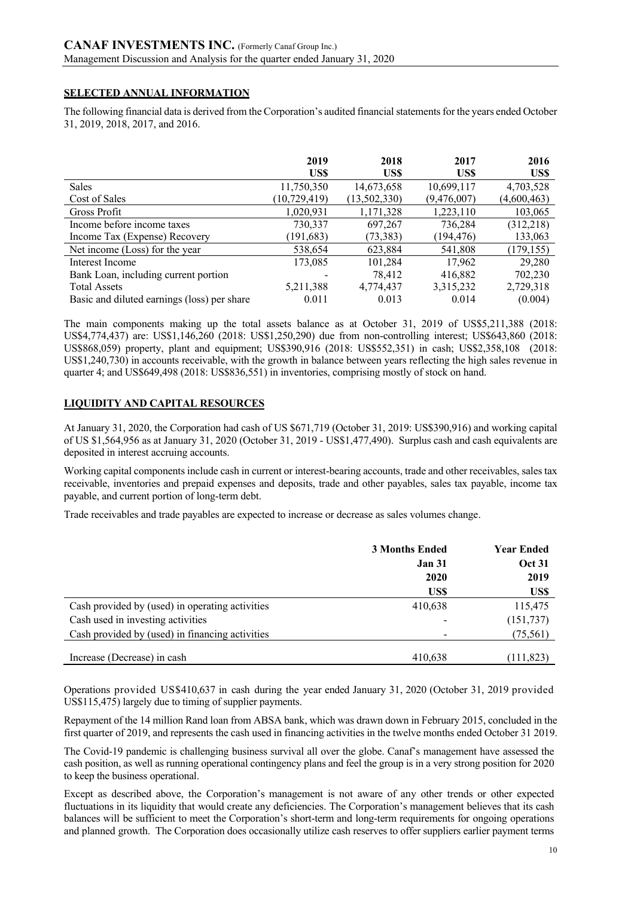## SELECTED ANNUAL INFORMATION

The following financial data is derived from the Corporation's audited financial statements for the years ended October 31, 2019, 2018, 2017, and 2016.

| | 2019 US$ | 2018 US$ | 2017 US$ | 2016 US$ |
|---|---|---|---|---|
| Sales | 11,750,350 | 14,673,658 | 10,699,117 | 4,703,528 |
| Cost of Sales | (10,729,419) | (13,502,330) | (9,476,007) | (4,600,463) |
| Gross Profit | 1,020,931 | 1,171,328 | 1,223,110 | 103,065 |
| Income before income taxes | 730,337 | 697,267 | 736,284 | (312,218) |
| Income Tax (Expense) Recovery | (191,683) | (73,383) | (194,476) | 133,063 |
| Net income (Loss) for the year | 538,654 | 623,884 | 541,808 | (179,155) |
| Interest Income | 173,085 | 101,284 | 17,962 | 29,280 |
| Bank Loan, including current portion | - | 78,412 | 416,882 | 702,230 |
| Total Assets | 5,211,388 | 4,774,437 | 3,315,232 | 2,729,318 |
| Basic and diluted earnings (loss) per share | 0.011 | 0.013 | 0.014 | (0.004) |

The main components making up the total assets balance as at October 31, 2019 of US$5,211,388 (2018: US$4,774,437) are: US$1,146,260 (2018: US$1,250,290) due from non-controlling interest; US$643,860 (2018: US$868,059) property, plant and equipment; US$390,916 (2018: US$552,351) in cash; US$2,358,108 (2018: US$1,240,730) in accounts receivable, with the growth in balance between years reflecting the high sales revenue in quarter 4; and US$649,498 (2018: US$836,551) in inventories, comprising mostly of stock on hand.

## LIQUIDITY AND CAPITAL RESOURCES

At January 31, 2020, the Corporation had cash of US $671,719 (October 31, 2019: US$390,916) and working capital of US $1,564,956 as at January 31, 2020 (October 31, 2019 - US$1,477,490). Surplus cash and cash equivalents are deposited in interest accruing accounts.

Working capital components include cash in current or interest-bearing accounts, trade and other receivables, sales tax receivable, inventories and prepaid expenses and deposits, trade and other payables, sales tax payable, income tax payable, and current portion of long-term debt.

Trade receivables and trade payables are expected to increase or decrease as sales volumes change.

| | 3 Months Ended Jan 31 2020 US$ | Year Ended Oct 31 2019 US$ |
|---|---|---|
| Cash provided by (used) in operating activities | 410,638 | 115,475 |
| Cash used in investing activities | - | (151,737) |
| Cash provided by (used) in financing activities | - | (75,561) |
| Increase (Decrease) in cash | 410,638 | (111,823) |

Operations provided US$410,637 in cash during the year ended January 31, 2020 (October 31, 2019 provided US$115,475) largely due to timing of supplier payments.

Repayment of the 14 million Rand loan from ABSA bank, which was drawn down in February 2015, concluded in the first quarter of 2019, and represents the cash used in financing activities in the twelve months ended October 31 2019.

The Covid-19 pandemic is challenging business survival all over the globe. Canaf's management have assessed the cash position, as well as running operational contingency plans and feel the group is in a very strong position for 2020 to keep the business operational.

Except as described above, the Corporation's management is not aware of any other trends or other expected fluctuations in its liquidity that would create any deficiencies. The Corporation's management believes that its cash balances will be sufficient to meet the Corporation's short-term and long-term requirements for ongoing operations and planned growth. The Corporation does occasionally utilize cash reserves to offer suppliers earlier payment terms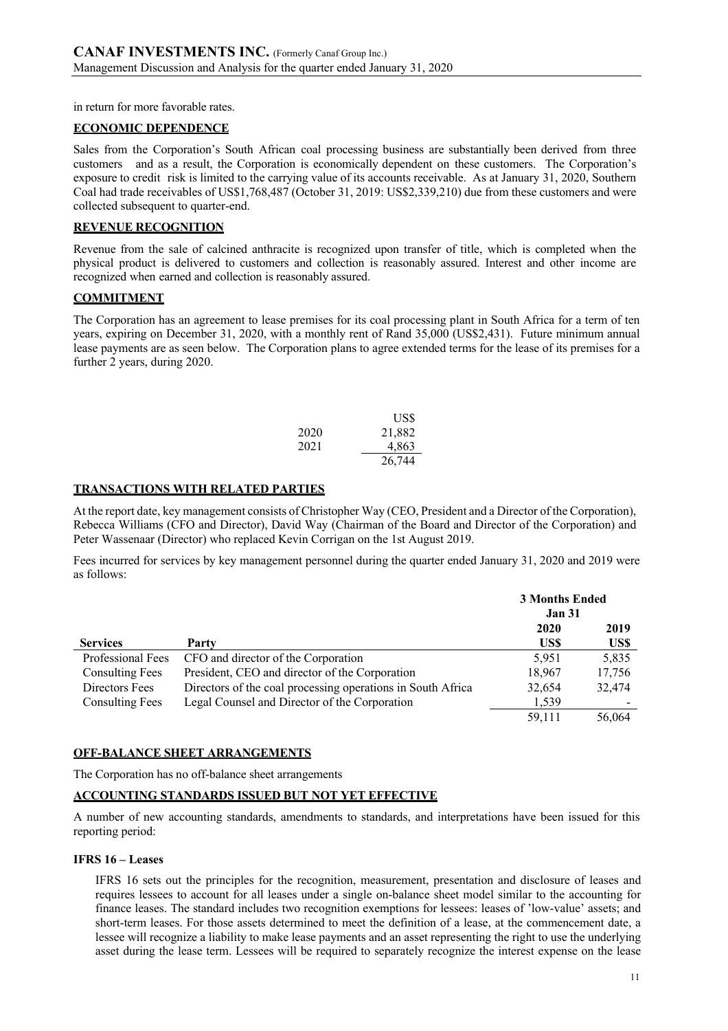in return for more favorable rates.

## ECONOMIC DEPENDENCE

Sales from the Corporation's South African coal processing business are substantially been derived from three customers and as a result, the Corporation is economically dependent on these customers. The Corporation's exposure to credit risk is limited to the carrying value of its accounts receivable. As at January 31, 2020, Southern Coal had trade receivables of US$1,768,487 (October 31, 2019: US$2,339,210) due from these customers and were collected subsequent to quarter-end.

## REVENUE RECOGNITION

Revenue from the sale of calcined anthracite is recognized upon transfer of title, which is completed when the physical product is delivered to customers and collection is reasonably assured. Interest and other income are recognized when earned and collection is reasonably assured.

## COMMITMENT

The Corporation has an agreement to lease premises for its coal processing plant in South Africa for a term of ten years, expiring on December 31, 2020, with a monthly rent of Rand 35,000 (US$2,431). Future minimum annual lease payments are as seen below. The Corporation plans to agree extended terms for the lease of its premises for a further 2 years, during 2020.

| | US$ |
|---|---|
| 2020 | 21,882 |
| 2021 | 4,863 |
| | 26,744 |

## TRANSACTIONS WITH RELATED PARTIES

At the report date, key management consists of Christopher Way (CEO, President and a Director of the Corporation), Rebecca Williams (CFO and Director), David Way (Chairman of the Board and Director of the Corporation) and Peter Wassenaar (Director) who replaced Kevin Corrigan on the 1st August 2019.

Fees incurred for services by key management personnel during the quarter ended January 31, 2020 and 2019 were as follows:

| | | 3 Months Ended Jan 31 | |
|---|---|---|---|
| | | 2020 | 2019 |
| **Services** | **Party** | **US$** | **US$** |
| Professional Fees | CFO and director of the Corporation | 5,951 | 5,835 |
| Consulting Fees | President, CEO and director of the Corporation | 18,967 | 17,756 |
| Directors Fees | Directors of the coal processing operations in South Africa | 32,654 | 32,474 |
| Consulting Fees | Legal Counsel and Director of the Corporation | 1,539 | - |
| | | 59,111 | 56,064 |

## OFF-BALANCE SHEET ARRANGEMENTS

The Corporation has no off-balance sheet arrangements

## ACCOUNTING STANDARDS ISSUED BUT NOT YET EFFECTIVE

A number of new accounting standards, amendments to standards, and interpretations have been issued for this reporting period:

### IFRS 16 – Leases

IFRS 16 sets out the principles for the recognition, measurement, presentation and disclosure of leases and requires lessees to account for all leases under a single on-balance sheet model similar to the accounting for finance leases. The standard includes two recognition exemptions for lessees: leases of 'low-value' assets; and short-term leases. For those assets determined to meet the definition of a lease, at the commencement date, a lessee will recognize a liability to make lease payments and an asset representing the right to use the underlying asset during the lease term. Lessees will be required to separately recognize the interest expense on the lease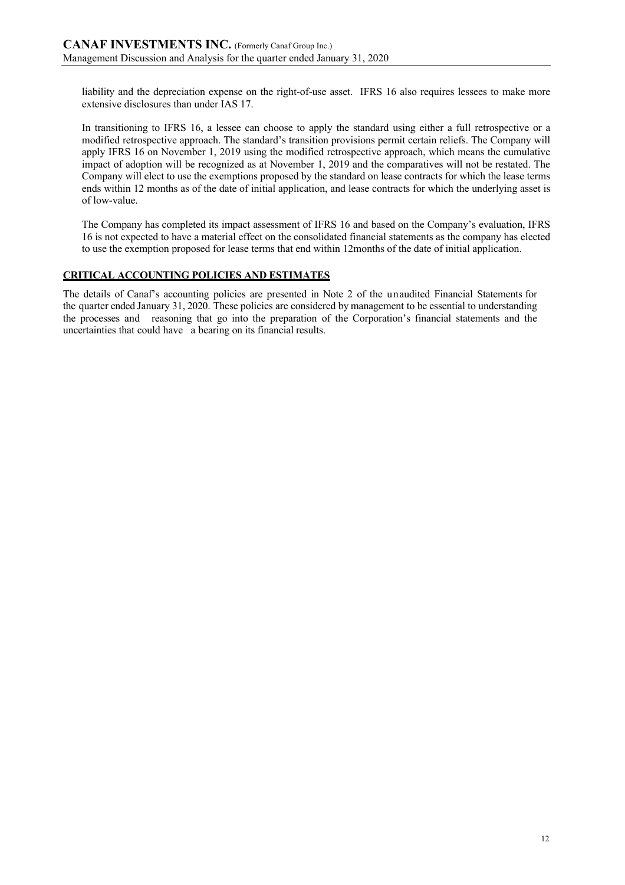liability and the depreciation expense on the right-of-use asset. IFRS 16 also requires lessees to make more extensive disclosures than under IAS 17.

In transitioning to IFRS 16, a lessee can choose to apply the standard using either a full retrospective or a modified retrospective approach. The standard's transition provisions permit certain reliefs. The Company will apply IFRS 16 on November 1, 2019 using the modified retrospective approach, which means the cumulative impact of adoption will be recognized as at November 1, 2019 and the comparatives will not be restated. The Company will elect to use the exemptions proposed by the standard on lease contracts for which the lease terms ends within 12 months as of the date of initial application, and lease contracts for which the underlying asset is of low-value.

The Company has completed its impact assessment of IFRS 16 and based on the Company's evaluation, IFRS 16 is not expected to have a material effect on the consolidated financial statements as the company has elected to use the exemption proposed for lease terms that end within 12months of the date of initial application.

## CRITICAL ACCOUNTING POLICIES AND ESTIMATES

The details of Canaf's accounting policies are presented in Note 2 of the unaudited Financial Statements for the quarter ended January 31, 2020. These policies are considered by management to be essential to understanding the processes and reasoning that go into the preparation of the Corporation's financial statements and the uncertainties that could have a bearing on its financial results.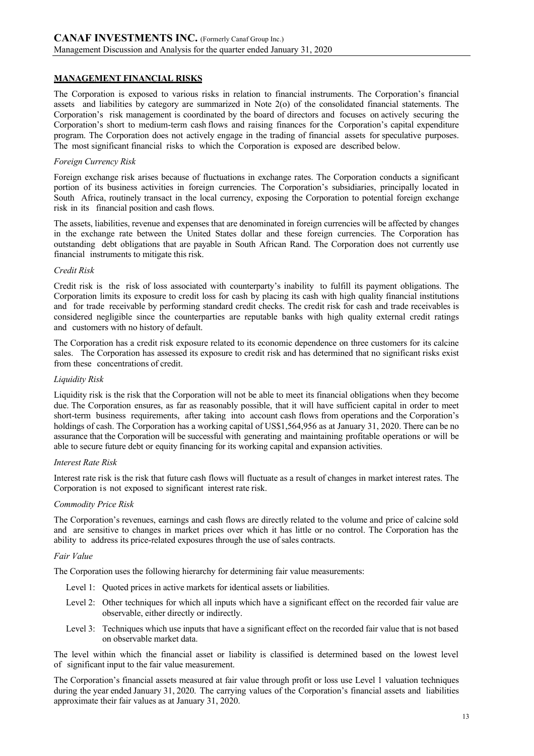## MANAGEMENT FINANCIAL RISKS

The Corporation is exposed to various risks in relation to financial instruments. The Corporation's financial assets and liabilities by category are summarized in Note 2(o) of the consolidated financial statements. The Corporation's risk management is coordinated by the board of directors and focuses on actively securing the Corporation's short to medium-term cash flows and raising finances for the Corporation's capital expenditure program. The Corporation does not actively engage in the trading of financial assets for speculative purposes. The most significant financial risks to which the Corporation is exposed are described below.

*Foreign Currency Risk*

Foreign exchange risk arises because of fluctuations in exchange rates. The Corporation conducts a significant portion of its business activities in foreign currencies. The Corporation's subsidiaries, principally located in South Africa, routinely transact in the local currency, exposing the Corporation to potential foreign exchange risk in its financial position and cash flows.

The assets, liabilities, revenue and expenses that are denominated in foreign currencies will be affected by changes in the exchange rate between the United States dollar and these foreign currencies. The Corporation has outstanding debt obligations that are payable in South African Rand. The Corporation does not currently use financial instruments to mitigate this risk.

*Credit Risk*

Credit risk is the risk of loss associated with counterparty's inability to fulfill its payment obligations. The Corporation limits its exposure to credit loss for cash by placing its cash with high quality financial institutions and for trade receivable by performing standard credit checks. The credit risk for cash and trade receivables is considered negligible since the counterparties are reputable banks with high quality external credit ratings and customers with no history of default.

The Corporation has a credit risk exposure related to its economic dependence on three customers for its calcine sales. The Corporation has assessed its exposure to credit risk and has determined that no significant risks exist from these concentrations of credit.

*Liquidity Risk*

Liquidity risk is the risk that the Corporation will not be able to meet its financial obligations when they become due. The Corporation ensures, as far as reasonably possible, that it will have sufficient capital in order to meet short-term business requirements, after taking into account cash flows from operations and the Corporation's holdings of cash. The Corporation has a working capital of US$1,564,956 as at January 31, 2020. There can be no assurance that the Corporation will be successful with generating and maintaining profitable operations or will be able to secure future debt or equity financing for its working capital and expansion activities.

*Interest Rate Risk*

Interest rate risk is the risk that future cash flows will fluctuate as a result of changes in market interest rates. The Corporation is not exposed to significant interest rate risk.

*Commodity Price Risk*

The Corporation's revenues, earnings and cash flows are directly related to the volume and price of calcine sold and are sensitive to changes in market prices over which it has little or no control. The Corporation has the ability to address its price-related exposures through the use of sales contracts.

*Fair Value*

The Corporation uses the following hierarchy for determining fair value measurements:

- Level 1: Quoted prices in active markets for identical assets or liabilities.
- Level 2: Other techniques for which all inputs which have a significant effect on the recorded fair value are observable, either directly or indirectly.
- Level 3: Techniques which use inputs that have a significant effect on the recorded fair value that is not based on observable market data.

The level within which the financial asset or liability is classified is determined based on the lowest level of significant input to the fair value measurement.

The Corporation's financial assets measured at fair value through profit or loss use Level 1 valuation techniques during the year ended January 31, 2020. The carrying values of the Corporation's financial assets and liabilities approximate their fair values as at January 31, 2020.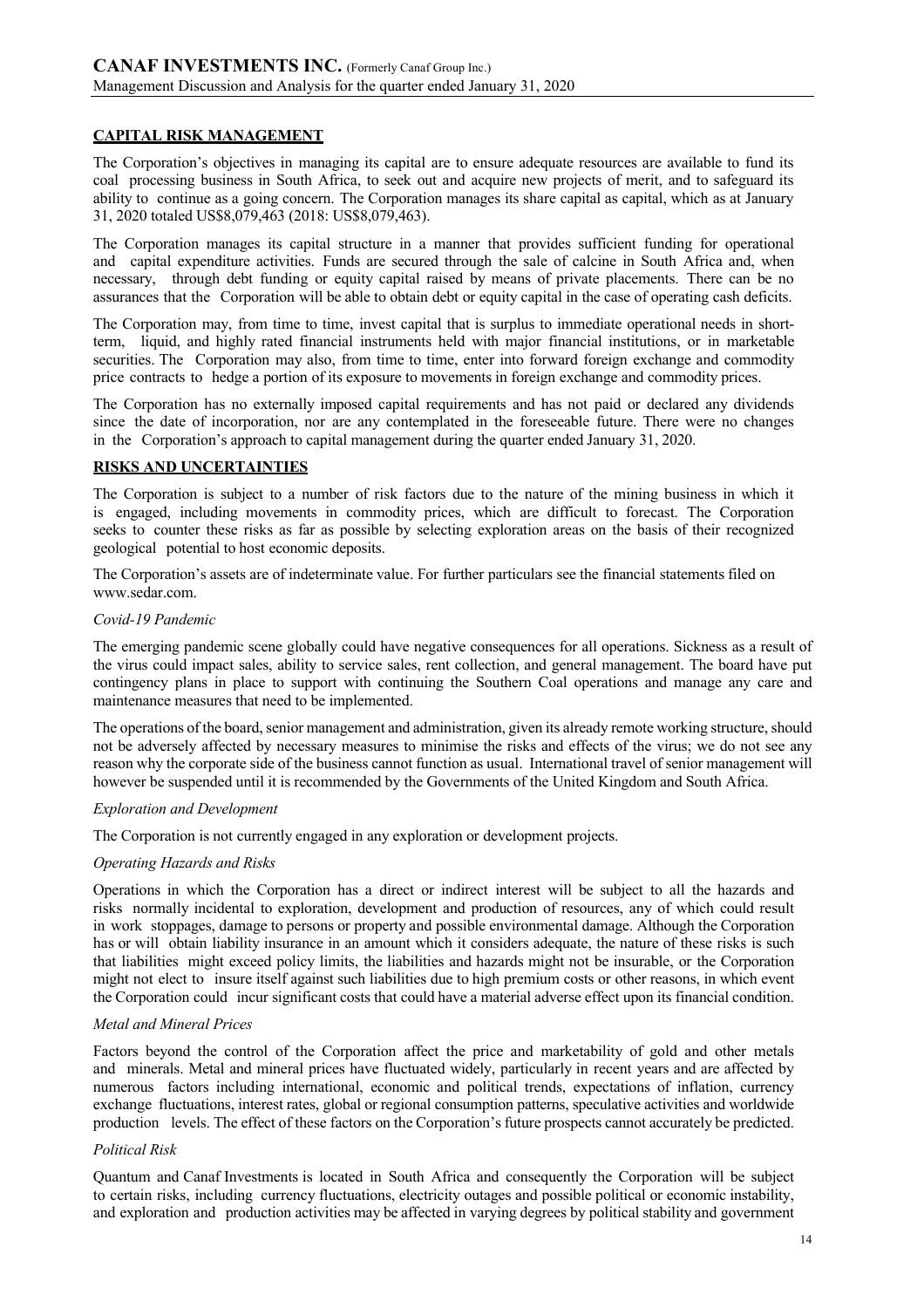## CAPITAL RISK MANAGEMENT

The Corporation's objectives in managing its capital are to ensure adequate resources are available to fund its coal processing business in South Africa, to seek out and acquire new projects of merit, and to safeguard its ability to continue as a going concern. The Corporation manages its share capital as capital, which as at January 31, 2020 totaled US$8,079,463 (2018: US$8,079,463).

The Corporation manages its capital structure in a manner that provides sufficient funding for operational and capital expenditure activities. Funds are secured through the sale of calcine in South Africa and, when necessary, through debt funding or equity capital raised by means of private placements. There can be no assurances that the Corporation will be able to obtain debt or equity capital in the case of operating cash deficits.

The Corporation may, from time to time, invest capital that is surplus to immediate operational needs in short-term, liquid, and highly rated financial instruments held with major financial institutions, or in marketable securities. The Corporation may also, from time to time, enter into forward foreign exchange and commodity price contracts to hedge a portion of its exposure to movements in foreign exchange and commodity prices.

The Corporation has no externally imposed capital requirements and has not paid or declared any dividends since the date of incorporation, nor are any contemplated in the foreseeable future. There were no changes in the Corporation's approach to capital management during the quarter ended January 31, 2020.

## RISKS AND UNCERTAINTIES

The Corporation is subject to a number of risk factors due to the nature of the mining business in which it is engaged, including movements in commodity prices, which are difficult to forecast. The Corporation seeks to counter these risks as far as possible by selecting exploration areas on the basis of their recognized geological potential to host economic deposits.

The Corporation's assets are of indeterminate value. For further particulars see the financial statements filed on www.sedar.com.

### *Covid-19 Pandemic*

The emerging pandemic scene globally could have negative consequences for all operations. Sickness as a result of the virus could impact sales, ability to service sales, rent collection, and general management. The board have put contingency plans in place to support with continuing the Southern Coal operations and manage any care and maintenance measures that need to be implemented.

The operations of the board, senior management and administration, given its already remote working structure, should not be adversely affected by necessary measures to minimise the risks and effects of the virus; we do not see any reason why the corporate side of the business cannot function as usual. International travel of senior management will however be suspended until it is recommended by the Governments of the United Kingdom and South Africa.

### *Exploration and Development*

The Corporation is not currently engaged in any exploration or development projects.

### *Operating Hazards and Risks*

Operations in which the Corporation has a direct or indirect interest will be subject to all the hazards and risks normally incidental to exploration, development and production of resources, any of which could result in work stoppages, damage to persons or property and possible environmental damage. Although the Corporation has or will obtain liability insurance in an amount which it considers adequate, the nature of these risks is such that liabilities might exceed policy limits, the liabilities and hazards might not be insurable, or the Corporation might not elect to insure itself against such liabilities due to high premium costs or other reasons, in which event the Corporation could incur significant costs that could have a material adverse effect upon its financial condition.

### *Metal and Mineral Prices*

Factors beyond the control of the Corporation affect the price and marketability of gold and other metals and minerals. Metal and mineral prices have fluctuated widely, particularly in recent years and are affected by numerous factors including international, economic and political trends, expectations of inflation, currency exchange fluctuations, interest rates, global or regional consumption patterns, speculative activities and worldwide production levels. The effect of these factors on the Corporation's future prospects cannot accurately be predicted.

### *Political Risk*

Quantum and Canaf Investments is located in South Africa and consequently the Corporation will be subject to certain risks, including currency fluctuations, electricity outages and possible political or economic instability, and exploration and production activities may be affected in varying degrees by political stability and government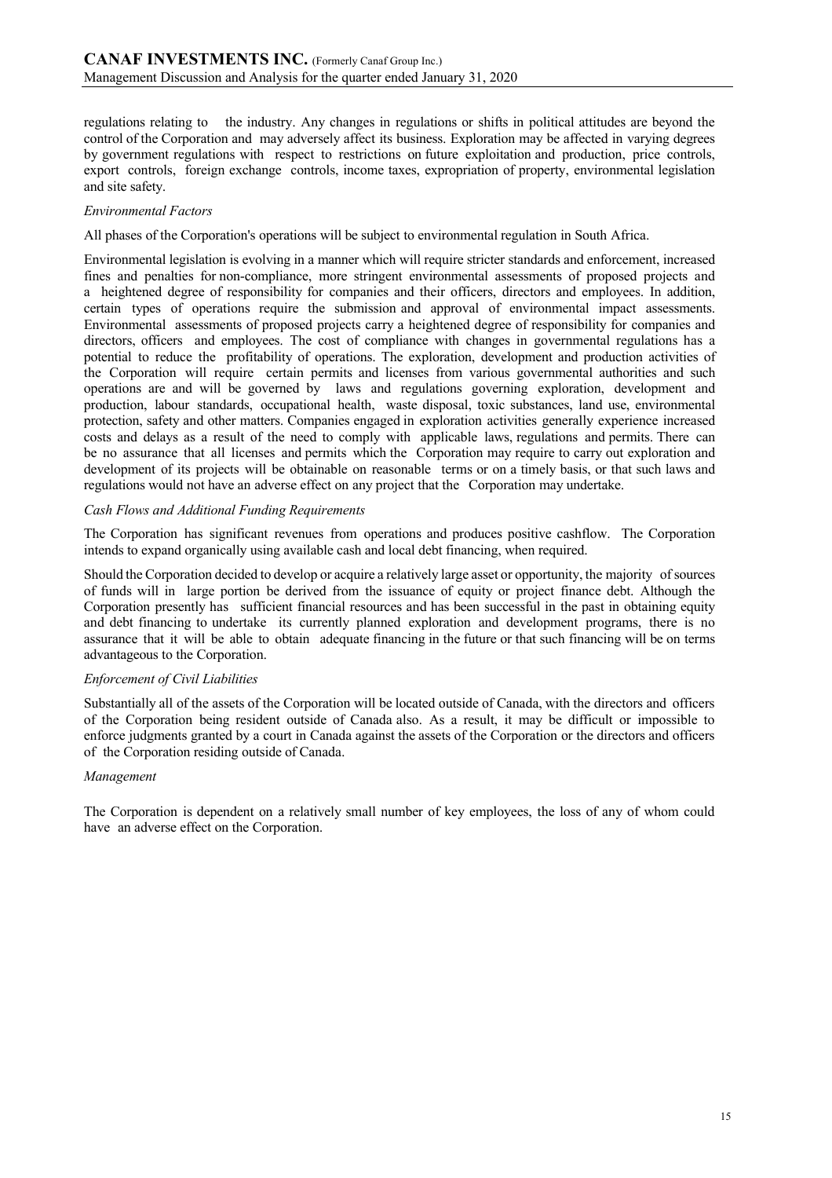regulations relating to the industry. Any changes in regulations or shifts in political attitudes are beyond the control of the Corporation and may adversely affect its business. Exploration may be affected in varying degrees by government regulations with respect to restrictions on future exploitation and production, price controls, export controls, foreign exchange controls, income taxes, expropriation of property, environmental legislation and site safety.

*Environmental Factors*

All phases of the Corporation's operations will be subject to environmental regulation in South Africa.

Environmental legislation is evolving in a manner which will require stricter standards and enforcement, increased fines and penalties for non-compliance, more stringent environmental assessments of proposed projects and a heightened degree of responsibility for companies and their officers, directors and employees. In addition, certain types of operations require the submission and approval of environmental impact assessments. Environmental assessments of proposed projects carry a heightened degree of responsibility for companies and directors, officers and employees. The cost of compliance with changes in governmental regulations has a potential to reduce the profitability of operations. The exploration, development and production activities of the Corporation will require certain permits and licenses from various governmental authorities and such operations are and will be governed by laws and regulations governing exploration, development and production, labour standards, occupational health, waste disposal, toxic substances, land use, environmental protection, safety and other matters. Companies engaged in exploration activities generally experience increased costs and delays as a result of the need to comply with applicable laws, regulations and permits. There can be no assurance that all licenses and permits which the Corporation may require to carry out exploration and development of its projects will be obtainable on reasonable terms or on a timely basis, or that such laws and regulations would not have an adverse effect on any project that the Corporation may undertake.

*Cash Flows and Additional Funding Requirements*

The Corporation has significant revenues from operations and produces positive cashflow. The Corporation intends to expand organically using available cash and local debt financing, when required.

Should the Corporation decided to develop or acquire a relatively large asset or opportunity, the majority of sources of funds will in large portion be derived from the issuance of equity or project finance debt. Although the Corporation presently has sufficient financial resources and has been successful in the past in obtaining equity and debt financing to undertake its currently planned exploration and development programs, there is no assurance that it will be able to obtain adequate financing in the future or that such financing will be on terms advantageous to the Corporation.

*Enforcement of Civil Liabilities*

Substantially all of the assets of the Corporation will be located outside of Canada, with the directors and officers of the Corporation being resident outside of Canada also. As a result, it may be difficult or impossible to enforce judgments granted by a court in Canada against the assets of the Corporation or the directors and officers of the Corporation residing outside of Canada.

*Management*

The Corporation is dependent on a relatively small number of key employees, the loss of any of whom could have an adverse effect on the Corporation.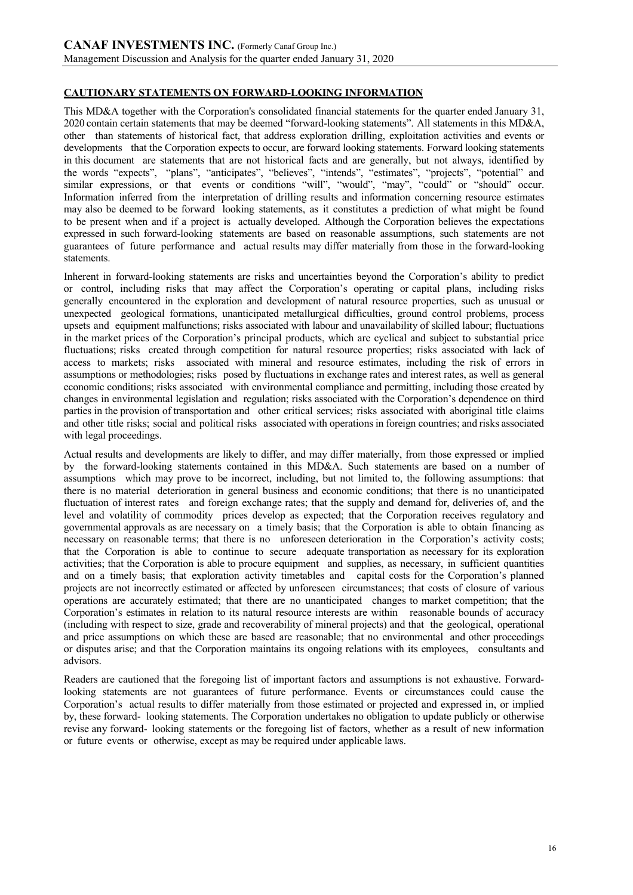## CAUTIONARY STATEMENTS ON FORWARD-LOOKING INFORMATION

This MD&A together with the Corporation's consolidated financial statements for the quarter ended January 31, 2020 contain certain statements that may be deemed "forward-looking statements". All statements in this MD&A, other than statements of historical fact, that address exploration drilling, exploitation activities and events or developments that the Corporation expects to occur, are forward looking statements. Forward looking statements in this document are statements that are not historical facts and are generally, but not always, identified by the words "expects", "plans", "anticipates", "believes", "intends", "estimates", "projects", "potential" and similar expressions, or that events or conditions "will", "would", "may", "could" or "should" occur. Information inferred from the interpretation of drilling results and information concerning resource estimates may also be deemed to be forward looking statements, as it constitutes a prediction of what might be found to be present when and if a project is actually developed. Although the Corporation believes the expectations expressed in such forward-looking statements are based on reasonable assumptions, such statements are not guarantees of future performance and actual results may differ materially from those in the forward-looking statements.

Inherent in forward-looking statements are risks and uncertainties beyond the Corporation's ability to predict or control, including risks that may affect the Corporation's operating or capital plans, including risks generally encountered in the exploration and development of natural resource properties, such as unusual or unexpected geological formations, unanticipated metallurgical difficulties, ground control problems, process upsets and equipment malfunctions; risks associated with labour and unavailability of skilled labour; fluctuations in the market prices of the Corporation's principal products, which are cyclical and subject to substantial price fluctuations; risks created through competition for natural resource properties; risks associated with lack of access to markets; risks associated with mineral and resource estimates, including the risk of errors in assumptions or methodologies; risks posed by fluctuations in exchange rates and interest rates, as well as general economic conditions; risks associated with environmental compliance and permitting, including those created by changes in environmental legislation and regulation; risks associated with the Corporation's dependence on third parties in the provision of transportation and other critical services; risks associated with aboriginal title claims and other title risks; social and political risks associated with operations in foreign countries; and risks associated with legal proceedings.

Actual results and developments are likely to differ, and may differ materially, from those expressed or implied by the forward-looking statements contained in this MD&A. Such statements are based on a number of assumptions which may prove to be incorrect, including, but not limited to, the following assumptions: that there is no material deterioration in general business and economic conditions; that there is no unanticipated fluctuation of interest rates and foreign exchange rates; that the supply and demand for, deliveries of, and the level and volatility of commodity prices develop as expected; that the Corporation receives regulatory and governmental approvals as are necessary on a timely basis; that the Corporation is able to obtain financing as necessary on reasonable terms; that there is no unforeseen deterioration in the Corporation's activity costs; that the Corporation is able to continue to secure adequate transportation as necessary for its exploration activities; that the Corporation is able to procure equipment and supplies, as necessary, in sufficient quantities and on a timely basis; that exploration activity timetables and capital costs for the Corporation's planned projects are not incorrectly estimated or affected by unforeseen circumstances; that costs of closure of various operations are accurately estimated; that there are no unanticipated changes to market competition; that the Corporation's estimates in relation to its natural resource interests are within reasonable bounds of accuracy (including with respect to size, grade and recoverability of mineral projects) and that the geological, operational and price assumptions on which these are based are reasonable; that no environmental and other proceedings or disputes arise; and that the Corporation maintains its ongoing relations with its employees, consultants and advisors.

Readers are cautioned that the foregoing list of important factors and assumptions is not exhaustive. Forward-looking statements are not guarantees of future performance. Events or circumstances could cause the Corporation's actual results to differ materially from those estimated or projected and expressed in, or implied by, these forward- looking statements. The Corporation undertakes no obligation to update publicly or otherwise revise any forward- looking statements or the foregoing list of factors, whether as a result of new information or future events or otherwise, except as may be required under applicable laws.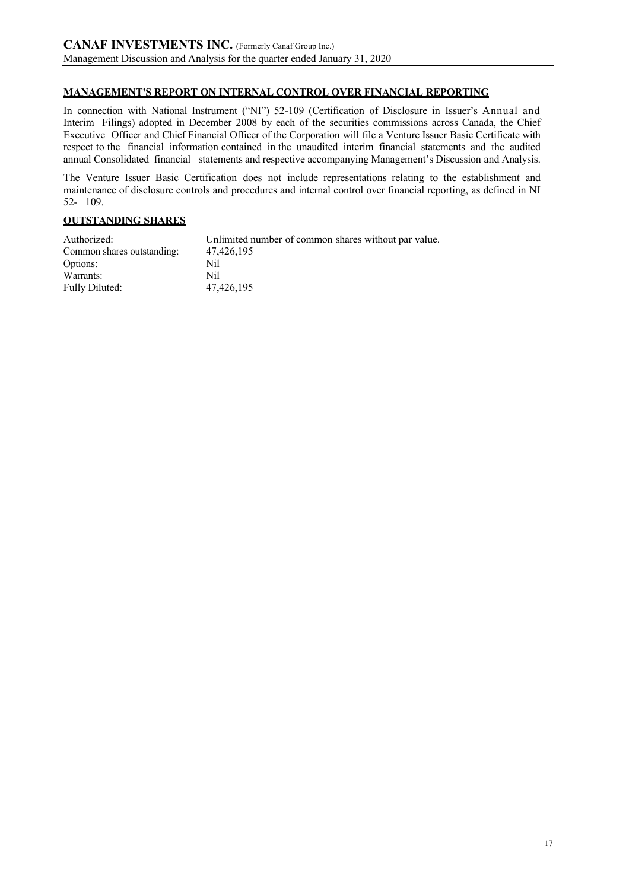## MANAGEMENT'S REPORT ON INTERNAL CONTROL OVER FINANCIAL REPORTING

In connection with National Instrument ("NI") 52-109 (Certification of Disclosure in Issuer's Annual and Interim Filings) adopted in December 2008 by each of the securities commissions across Canada, the Chief Executive Officer and Chief Financial Officer of the Corporation will file a Venture Issuer Basic Certificate with respect to the financial information contained in the unaudited interim financial statements and the audited annual Consolidated financial statements and respective accompanying Management's Discussion and Analysis.

The Venture Issuer Basic Certification does not include representations relating to the establishment and maintenance of disclosure controls and procedures and internal control over financial reporting, as defined in NI 52- 109.

## OUTSTANDING SHARES

| | |
|---|---|
| Authorized: | Unlimited number of common shares without par value. |
| Common shares outstanding: | 47,426,195 |
| Options: | Nil |
| Warrants: | Nil |
| Fully Diluted: | 47,426,195 |